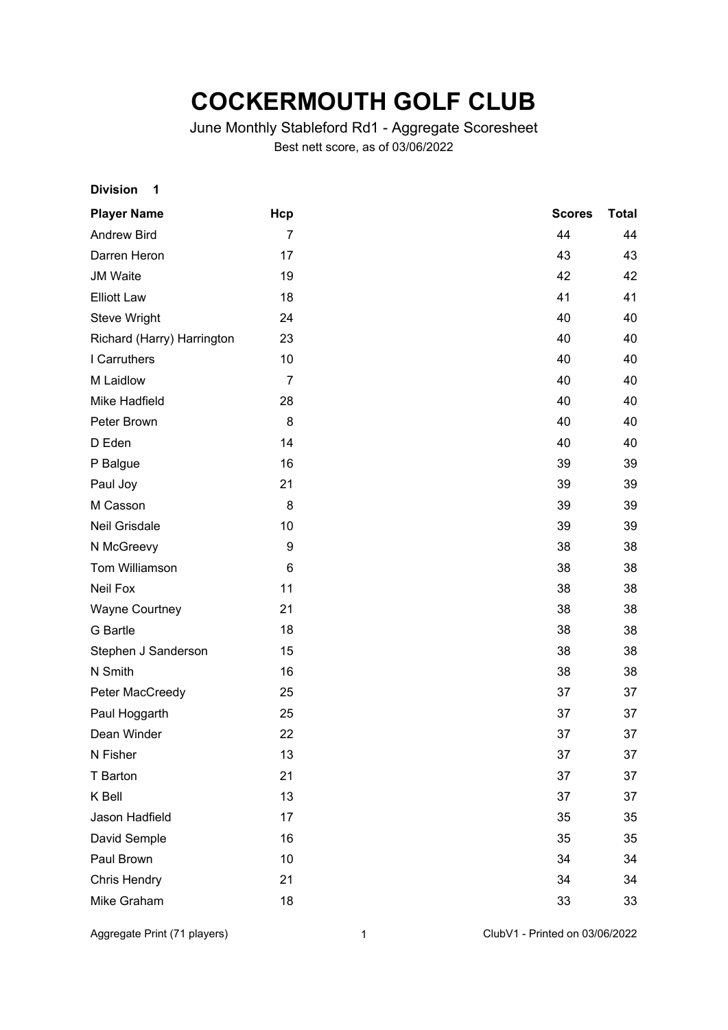# COCKERMOUTH GOLF CLUB

June Monthly Stableford Rd1 - Aggregate Scoresheet

Best nett score, as of 03/06/2022

**Division 1**

| Player Name | Hcp | Scores | Total |
|---|---|---|---|
| Andrew Bird | 7 | 44 | 44 |
| Darren Heron | 17 | 43 | 43 |
| JM Waite | 19 | 42 | 42 |
| Elliott Law | 18 | 41 | 41 |
| Steve Wright | 24 | 40 | 40 |
| Richard (Harry) Harrington | 23 | 40 | 40 |
| I Carruthers | 10 | 40 | 40 |
| M Laidlow | 7 | 40 | 40 |
| Mike Hadfield | 28 | 40 | 40 |
| Peter Brown | 8 | 40 | 40 |
| D Eden | 14 | 40 | 40 |
| P Balgue | 16 | 39 | 39 |
| Paul Joy | 21 | 39 | 39 |
| M Casson | 8 | 39 | 39 |
| Neil Grisdale | 10 | 39 | 39 |
| N McGreevy | 9 | 38 | 38 |
| Tom Williamson | 6 | 38 | 38 |
| Neil Fox | 11 | 38 | 38 |
| Wayne Courtney | 21 | 38 | 38 |
| G Bartle | 18 | 38 | 38 |
| Stephen J Sanderson | 15 | 38 | 38 |
| N Smith | 16 | 38 | 38 |
| Peter MacCreedy | 25 | 37 | 37 |
| Paul Hoggarth | 25 | 37 | 37 |
| Dean Winder | 22 | 37 | 37 |
| N Fisher | 13 | 37 | 37 |
| T Barton | 21 | 37 | 37 |
| K Bell | 13 | 37 | 37 |
| Jason Hadfield | 17 | 35 | 35 |
| David Semple | 16 | 35 | 35 |
| Paul Brown | 10 | 34 | 34 |
| Chris Hendry | 21 | 34 | 34 |
| Mike Graham | 18 | 33 | 33 |

Aggregate Print (71 players) ClubV1 - Printed on 03/06/2022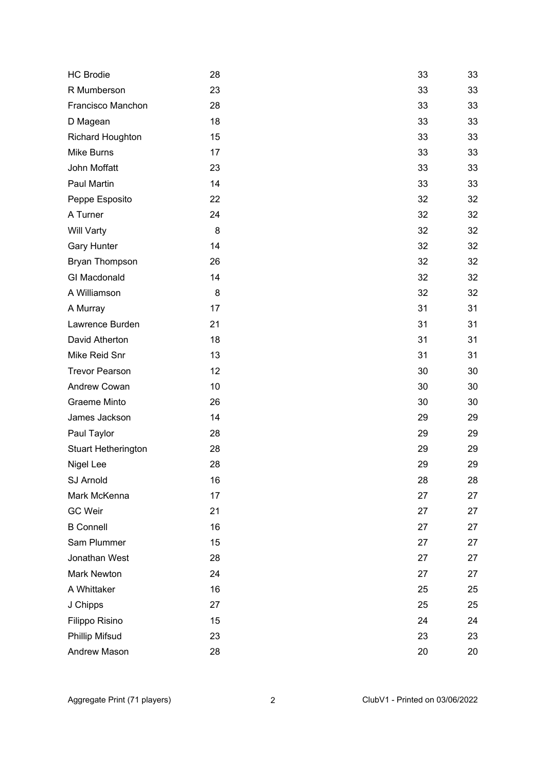| | | | |
|---|---|---|---|
| HC Brodie | 28 | 33 | 33 |
| R Mumberson | 23 | 33 | 33 |
| Francisco Manchon | 28 | 33 | 33 |
| D Magean | 18 | 33 | 33 |
| Richard Houghton | 15 | 33 | 33 |
| Mike Burns | 17 | 33 | 33 |
| John Moffatt | 23 | 33 | 33 |
| Paul Martin | 14 | 33 | 33 |
| Peppe Esposito | 22 | 32 | 32 |
| A Turner | 24 | 32 | 32 |
| Will Varty | 8 | 32 | 32 |
| Gary Hunter | 14 | 32 | 32 |
| Bryan Thompson | 26 | 32 | 32 |
| GI Macdonald | 14 | 32 | 32 |
| A Williamson | 8 | 32 | 32 |
| A Murray | 17 | 31 | 31 |
| Lawrence Burden | 21 | 31 | 31 |
| David Atherton | 18 | 31 | 31 |
| Mike Reid Snr | 13 | 31 | 31 |
| Trevor Pearson | 12 | 30 | 30 |
| Andrew Cowan | 10 | 30 | 30 |
| Graeme Minto | 26 | 30 | 30 |
| James Jackson | 14 | 29 | 29 |
| Paul Taylor | 28 | 29 | 29 |
| Stuart Hetherington | 28 | 29 | 29 |
| Nigel Lee | 28 | 29 | 29 |
| SJ Arnold | 16 | 28 | 28 |
| Mark McKenna | 17 | 27 | 27 |
| GC Weir | 21 | 27 | 27 |
| B Connell | 16 | 27 | 27 |
| Sam Plummer | 15 | 27 | 27 |
| Jonathan West | 28 | 27 | 27 |
| Mark Newton | 24 | 27 | 27 |
| A Whittaker | 16 | 25 | 25 |
| J Chipps | 27 | 25 | 25 |
| Filippo Risino | 15 | 24 | 24 |
| Phillip Mifsud | 23 | 23 | 23 |
| Andrew Mason | 28 | 20 | 20 |

Aggregate Print (71 players) ClubV1 - Printed on 03/06/2022